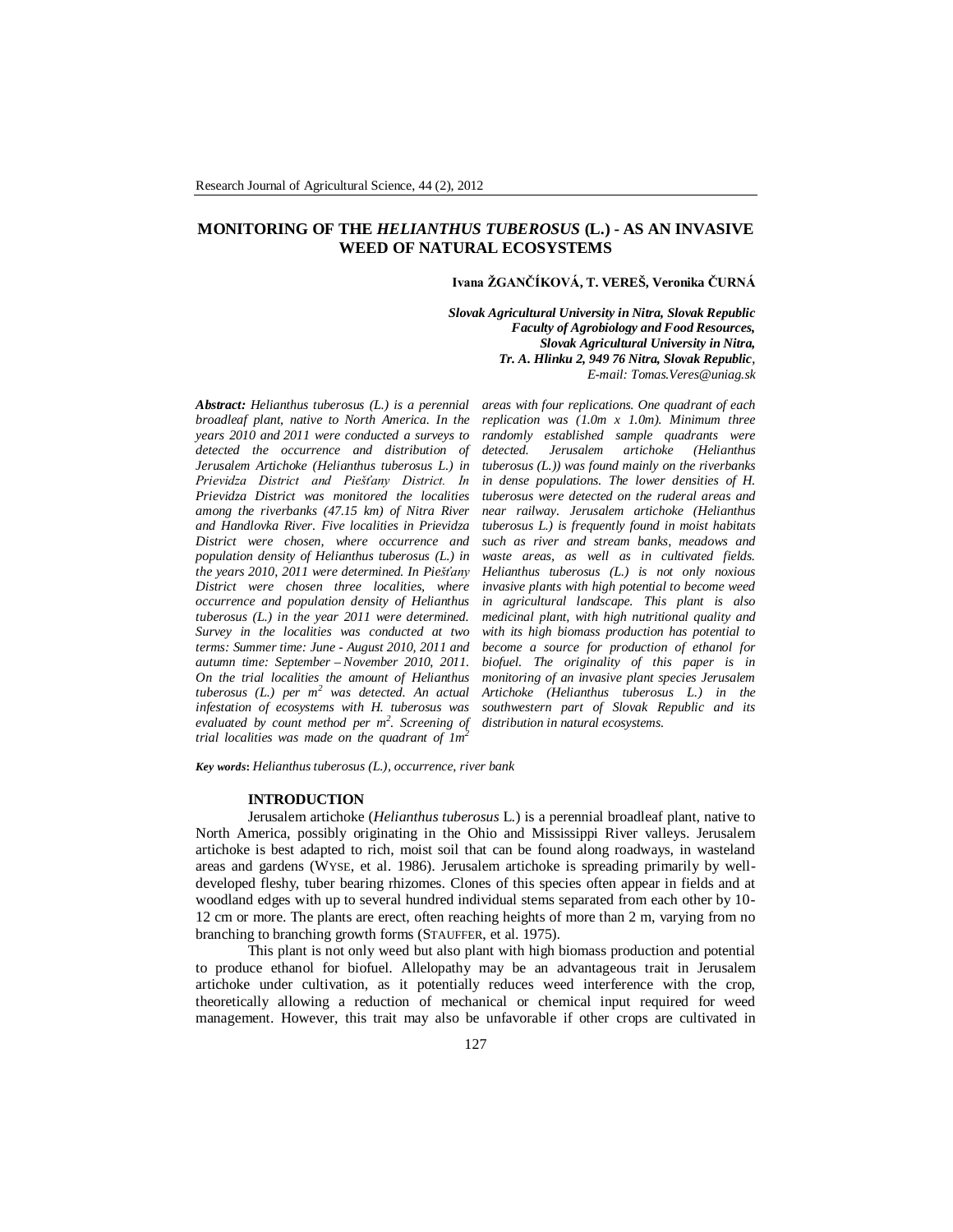# MONITORING OF THE *HELIANTHUS TUBEROSUS* (L.) - AS AN INVASIVE WEED OF NATURAL ECOSYSTEMS

**Ivana ŽGANČÍKOVÁ, T. VEREŠ, Veronika ČURNÁ**

*Slovak Agricultural University in Nitra, Slovak Republic*
*Faculty of Agrobiology and Food Resources,*
*Slovak Agricultural University in Nitra,*
*Tr. A. Hlinku 2, 949 76 Nitra, Slovak Republic,*
*E-mail: Tomas.Veres@uniag.sk*

***Abstract:*** *Helianthus tuberosus (L.) is a perennial broadleaf plant, native to North America. In the years 2010 and 2011 were conducted a surveys to detected the occurrence and distribution of Jerusalem Artichoke (Helianthus tuberosus L.) in Prievidza District and Piešťany District. In Prievidza District was monitored the localities among the riverbanks (47.15 km) of Nitra River and Handlovka River. Five localities in Prievidza District were chosen, where occurrence and population density of Helianthus tuberosus (L.) in the years 2010, 2011 were determined. In Piešťany District were chosen three localities, where occurrence and population density of Helianthus tuberosus (L.) in the year 2011 were determined. Survey in the localities was conducted at two terms: Summer time: June - August 2010, 2011 and autumn time: September – November 2010, 2011. On the trial localities the amount of Helianthus tuberosus (L.) per m$^2$ was detected. An actual infestation of ecosystems with H. tuberosus was evaluated by count method per m$^2$. Screening of trial localities was made on the quadrant of 1m$^2$ areas with four replications. One quadrant of each replication was (1.0m x 1.0m). Minimum three randomly established sample quadrants were detected. Jerusalem artichoke (Helianthus tuberosus (L.)) was found mainly on the riverbanks in dense populations. The lower densities of H. tuberosus were detected on the ruderal areas and near railway. Jerusalem artichoke (Helianthus tuberosus L.) is frequently found in moist habitats such as river and stream banks, meadows and waste areas, as well as in cultivated fields. Helianthus tuberosus (L.) is not only noxious invasive plants with high potential to become weed in agricultural landscape. This plant is also medicinal plant, with high nutritional quality and with its high biomass production has potential to become a source for production of ethanol for biofuel. The originality of this paper is in monitoring of an invasive plant species Jerusalem Artichoke (Helianthus tuberosus L.) in the southwestern part of Slovak Republic and its distribution in natural ecosystems.*

***Key words*****:** *Helianthus tuberosus (L.), occurrence, river bank*

## INTRODUCTION

Jerusalem artichoke (*Helianthus tuberosus* L.) is a perennial broadleaf plant, native to North America, possibly originating in the Ohio and Mississippi River valleys. Jerusalem artichoke is best adapted to rich, moist soil that can be found along roadways, in wasteland areas and gardens (WYSE, et al. 1986). Jerusalem artichoke is spreading primarily by well-developed fleshy, tuber bearing rhizomes. Clones of this species often appear in fields and at woodland edges with up to several hundred individual stems separated from each other by 10-12 cm or more. The plants are erect, often reaching heights of more than 2 m, varying from no branching to branching growth forms (STAUFFER, et al. 1975).

This plant is not only weed but also plant with high biomass production and potential to produce ethanol for biofuel. Allelopathy may be an advantageous trait in Jerusalem artichoke under cultivation, as it potentially reduces weed interference with the crop, theoretically allowing a reduction of mechanical or chemical input required for weed management. However, this trait may also be unfavorable if other crops are cultivated in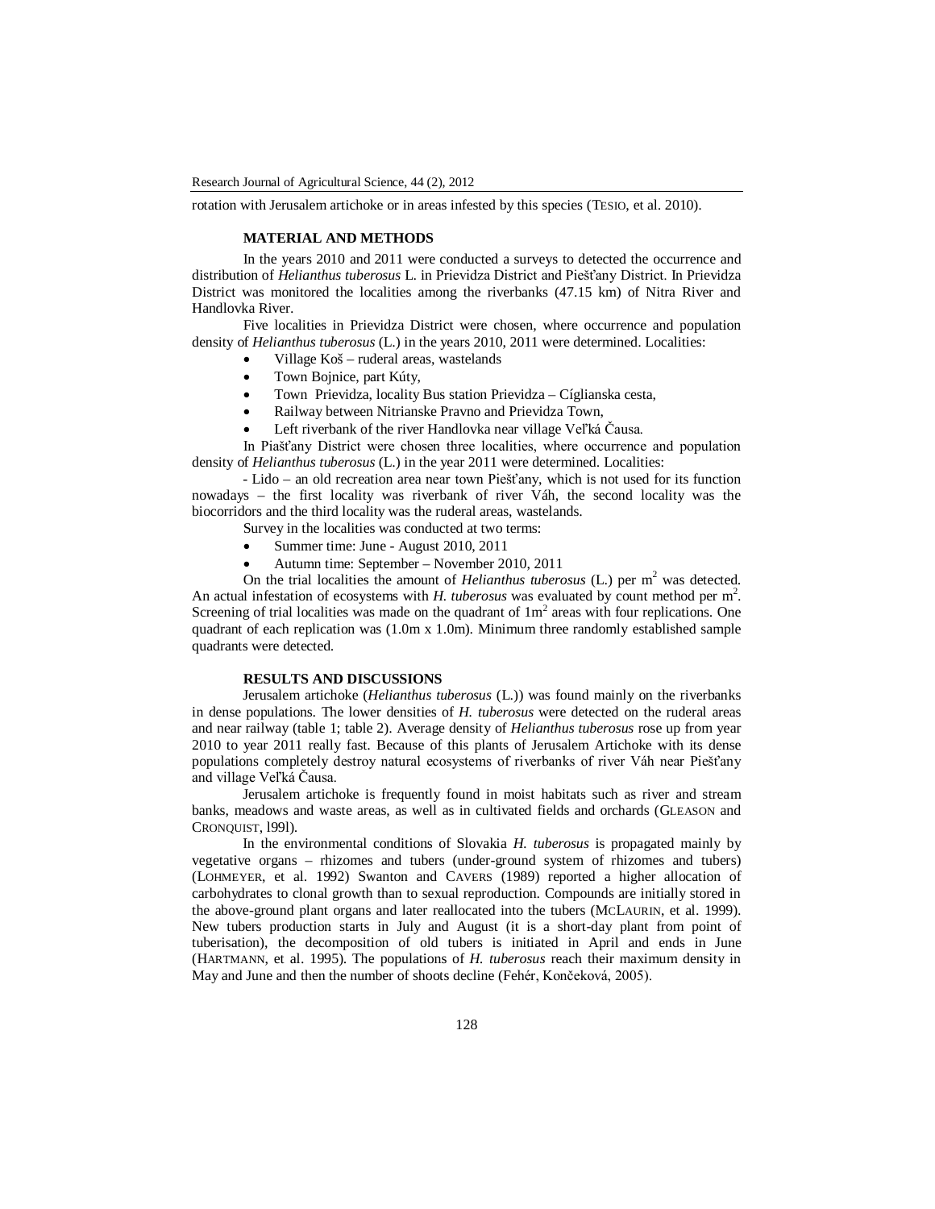rotation with Jerusalem artichoke or in areas infested by this species (TESIO, et al. 2010).

## MATERIAL AND METHODS

In the years 2010 and 2011 were conducted a surveys to detected the occurrence and distribution of *Helianthus tuberosus* L. in Prievidza District and Piešťany District. In Prievidza District was monitored the localities among the riverbanks (47.15 km) of Nitra River and Handlovka River.

Five localities in Prievidza District were chosen, where occurrence and population density of *Helianthus tuberosus* (L.) in the years 2010, 2011 were determined. Localities:

- Village Koš – ruderal areas, wastelands
- Town Bojnice, part Kúty,
- Town Prievidza, locality Bus station Prievidza – Cíglianska cesta,
- Railway between Nitrianske Pravno and Prievidza Town,
- Left riverbank of the river Handlovka near village Veľká Čausa.

In Piašťany District were chosen three localities, where occurrence and population density of *Helianthus tuberosus* (L.) in the year 2011 were determined. Localities:

- Lido – an old recreation area near town Piešťany, which is not used for its function nowadays – the first locality was riverbank of river Váh, the second locality was the biocorridors and the third locality was the ruderal areas, wastelands.

Survey in the localities was conducted at two terms:

- Summer time: June - August 2010, 2011
- Autumn time: September – November 2010, 2011

On the trial localities the amount of *Helianthus tuberosus* (L.) per m$^2$ was detected. An actual infestation of ecosystems with *H. tuberosus* was evaluated by count method per m$^2$. Screening of trial localities was made on the quadrant of 1m$^2$ areas with four replications. One quadrant of each replication was (1.0m x 1.0m). Minimum three randomly established sample quadrants were detected.

## RESULTS AND DISCUSSIONS

Jerusalem artichoke (*Helianthus tuberosus* (L.)) was found mainly on the riverbanks in dense populations. The lower densities of *H. tuberosus* were detected on the ruderal areas and near railway (table 1; table 2). Average density of *Helianthus tuberosus* rose up from year 2010 to year 2011 really fast. Because of this plants of Jerusalem Artichoke with its dense populations completely destroy natural ecosystems of riverbanks of river Váh near Piešťany and village Veľká Čausa.

Jerusalem artichoke is frequently found in moist habitats such as river and stream banks, meadows and waste areas, as well as in cultivated fields and orchards (GLEASON and CRONQUIST, l99l).

In the environmental conditions of Slovakia *H. tuberosus* is propagated mainly by vegetative organs – rhizomes and tubers (under-ground system of rhizomes and tubers) (LOHMEYER, et al. 1992) Swanton and CAVERS (1989) reported a higher allocation of carbohydrates to clonal growth than to sexual reproduction. Compounds are initially stored in the above-ground plant organs and later reallocated into the tubers (MCLAURIN, et al. 1999). New tubers production starts in July and August (it is a short-day plant from point of tuberisation), the decomposition of old tubers is initiated in April and ends in June (HARTMANN, et al. 1995). The populations of *H. tuberosus* reach their maximum density in May and June and then the number of shoots decline (Fehér, Končeková, 2005).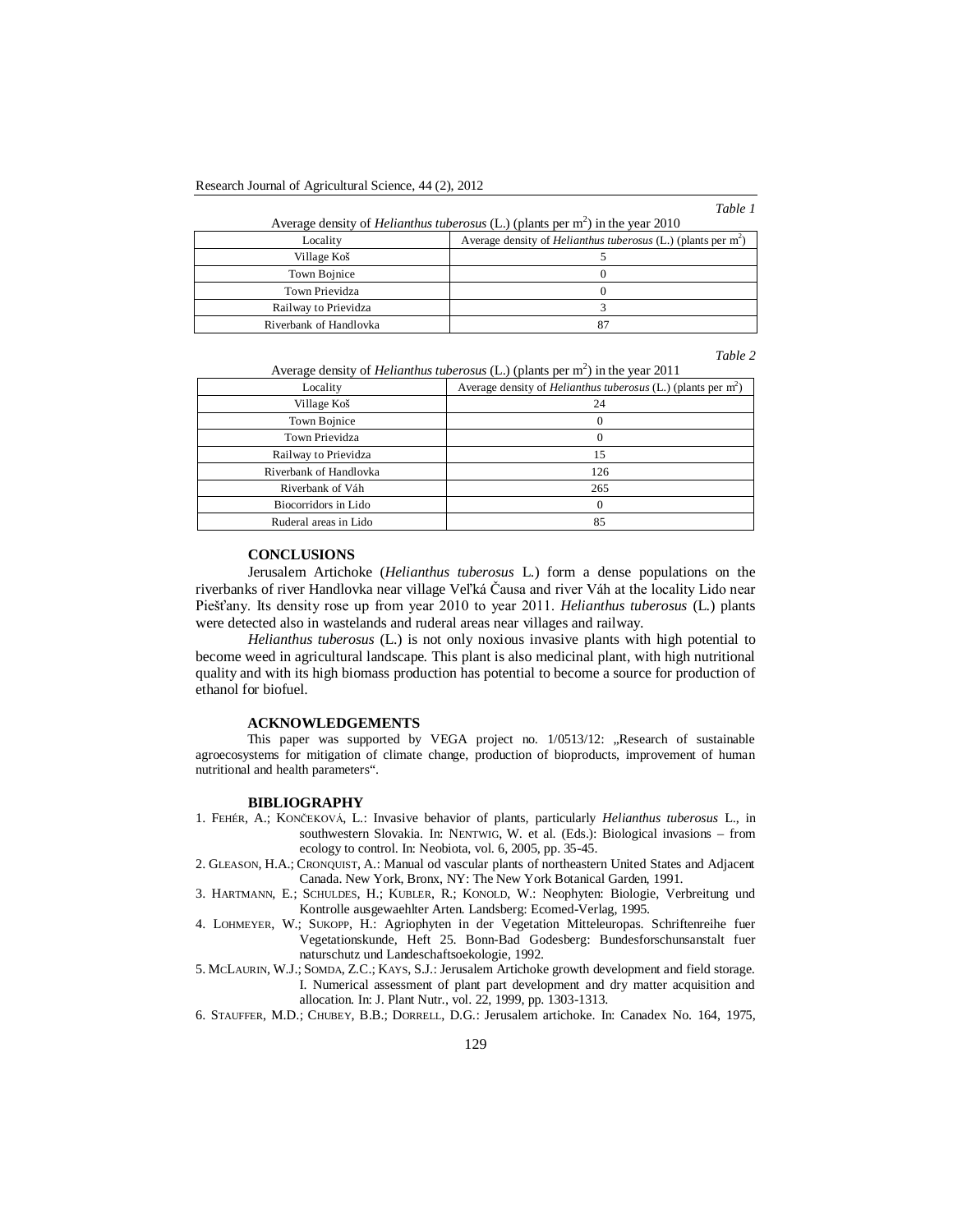*Table 1*

Average density of *Helianthus tuberosus* (L.) (plants per $m^2$) in the year 2010

| Locality | Average density of *Helianthus tuberosus* (L.) (plants per $m^2$) |
|---|---|
| Village Koš | 5 |
| Town Bojnice | 0 |
| Town Prievidza | 0 |
| Railway to Prievidza | 3 |
| Riverbank of Handlovka | 87 |

*Table 2*

Average density of *Helianthus tuberosus* (L.) (plants per $m^2$) in the year 2011

| Locality | Average density of *Helianthus tuberosus* (L.) (plants per $m^2$) |
|---|---|
| Village Koš | 24 |
| Town Bojnice | 0 |
| Town Prievidza | 0 |
| Railway to Prievidza | 15 |
| Riverbank of Handlovka | 126 |
| Riverbank of Váh | 265 |
| Biocorridors in Lido | 0 |
| Ruderal areas in Lido | 85 |

## CONCLUSIONS

Jerusalem Artichoke (*Helianthus tuberosus* L.) form a dense populations on the riverbanks of river Handlovka near village Veľká Čausa and river Váh at the locality Lido near Piešťany. Its density rose up from year 2010 to year 2011. *Helianthus tuberosus* (L.) plants were detected also in wastelands and ruderal areas near villages and railway.

*Helianthus tuberosus* (L.) is not only noxious invasive plants with high potential to become weed in agricultural landscape. This plant is also medicinal plant, with high nutritional quality and with its high biomass production has potential to become a source for production of ethanol for biofuel.

## ACKNOWLEDGEMENTS

This paper was supported by VEGA project no. 1/0513/12: „Research of sustainable agroecosystems for mitigation of climate change, production of bioproducts, improvement of human nutritional and health parameters".

## BIBLIOGRAPHY

1. FEHÉR, A.; KONČEKOVÁ, L.: Invasive behavior of plants, particularly *Helianthus tuberosus* L., in southwestern Slovakia. In: NENTWIG, W. et al. (Eds.): Biological invasions – from ecology to control. In: Neobiota, vol. 6, 2005, pp. 35-45.
2. GLEASON, H.A.; CRONQUIST, A.: Manual od vascular plants of northeastern United States and Adjacent Canada. New York, Bronx, NY: The New York Botanical Garden, 1991.
3. HARTMANN, E.; SCHULDES, H.; KUBLER, R.; KONOLD, W.: Neophyten: Biologie, Verbreitung und Kontrolle ausgewaehlter Arten. Landsberg: Ecomed-Verlag, 1995.
4. LOHMEYER, W.; SUKOPP, H.: Agriophyten in der Vegetation Mitteleuropas. Schriftenreihe fuer Vegetationskunde, Heft 25. Bonn-Bad Godesberg: Bundesforschunsanstalt fuer naturschutz und Landeschaftsoekologie, 1992.
5. MCLAURIN, W.J.; SOMDA, Z.C.; KAYS, S.J.: Jerusalem Artichoke growth development and field storage. I. Numerical assessment of plant part development and dry matter acquisition and allocation. In: J. Plant Nutr., vol. 22, 1999, pp. 1303-1313.
6. STAUFFER, M.D.; CHUBEY, B.B.; DORRELL, D.G.: Jerusalem artichoke. In: Canadex No. 164, 1975,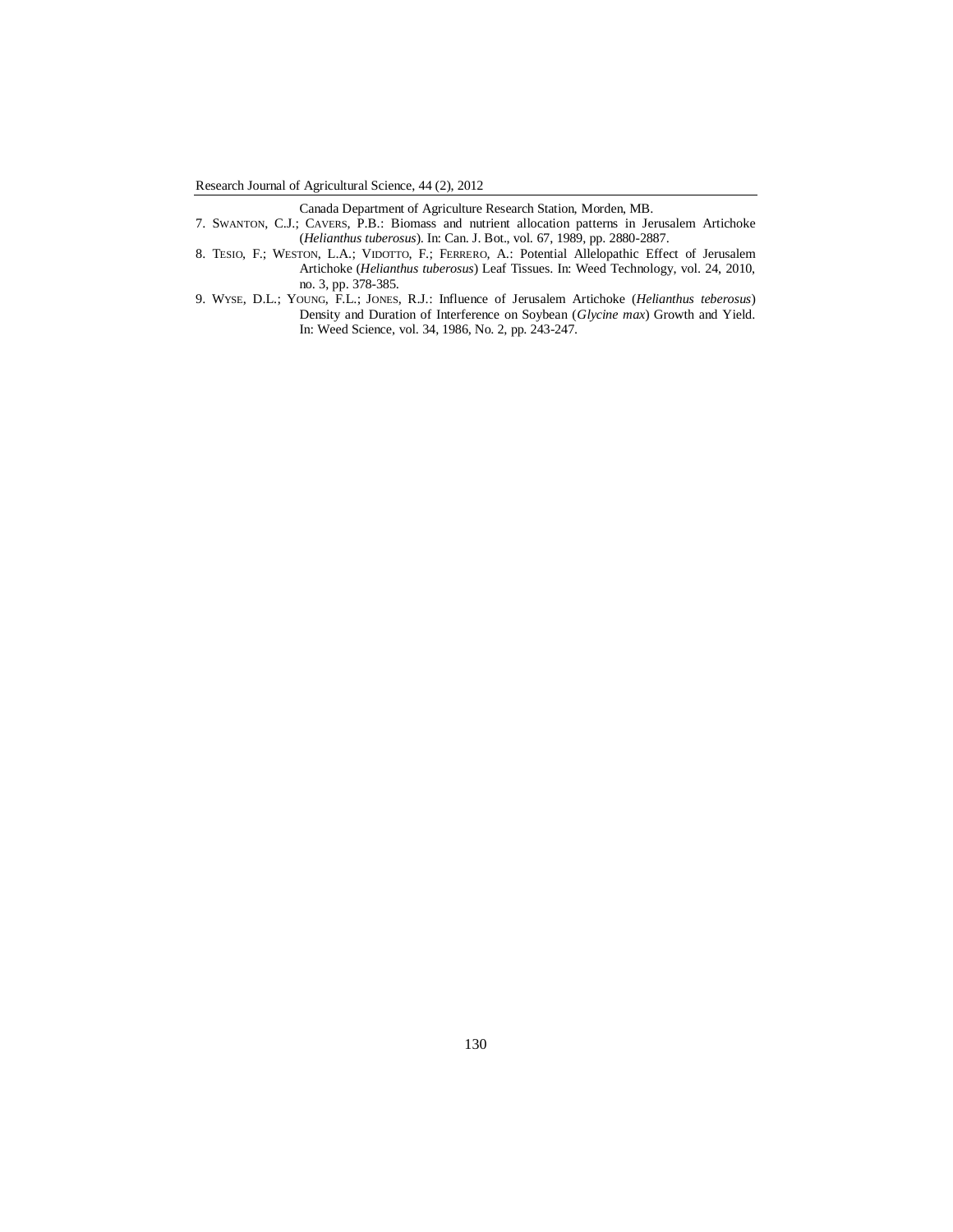Canada Department of Agriculture Research Station, Morden, MB.

7. SWANTON, C.J.; CAVERS, P.B.: Biomass and nutrient allocation patterns in Jerusalem Artichoke (*Helianthus tuberosus*). In: Can. J. Bot., vol. 67, 1989, pp. 2880-2887.
8. TESIO, F.; WESTON, L.A.; VIDOTTO, F.; FERRERO, A.: Potential Allelopathic Effect of Jerusalem Artichoke (*Helianthus tuberosus*) Leaf Tissues. In: Weed Technology, vol. 24, 2010, no. 3, pp. 378-385.
9. WYSE, D.L.; YOUNG, F.L.; JONES, R.J.: Influence of Jerusalem Artichoke (*Helianthus teberosus*) Density and Duration of Interference on Soybean (*Glycine max*) Growth and Yield. In: Weed Science, vol. 34, 1986, No. 2, pp. 243-247.